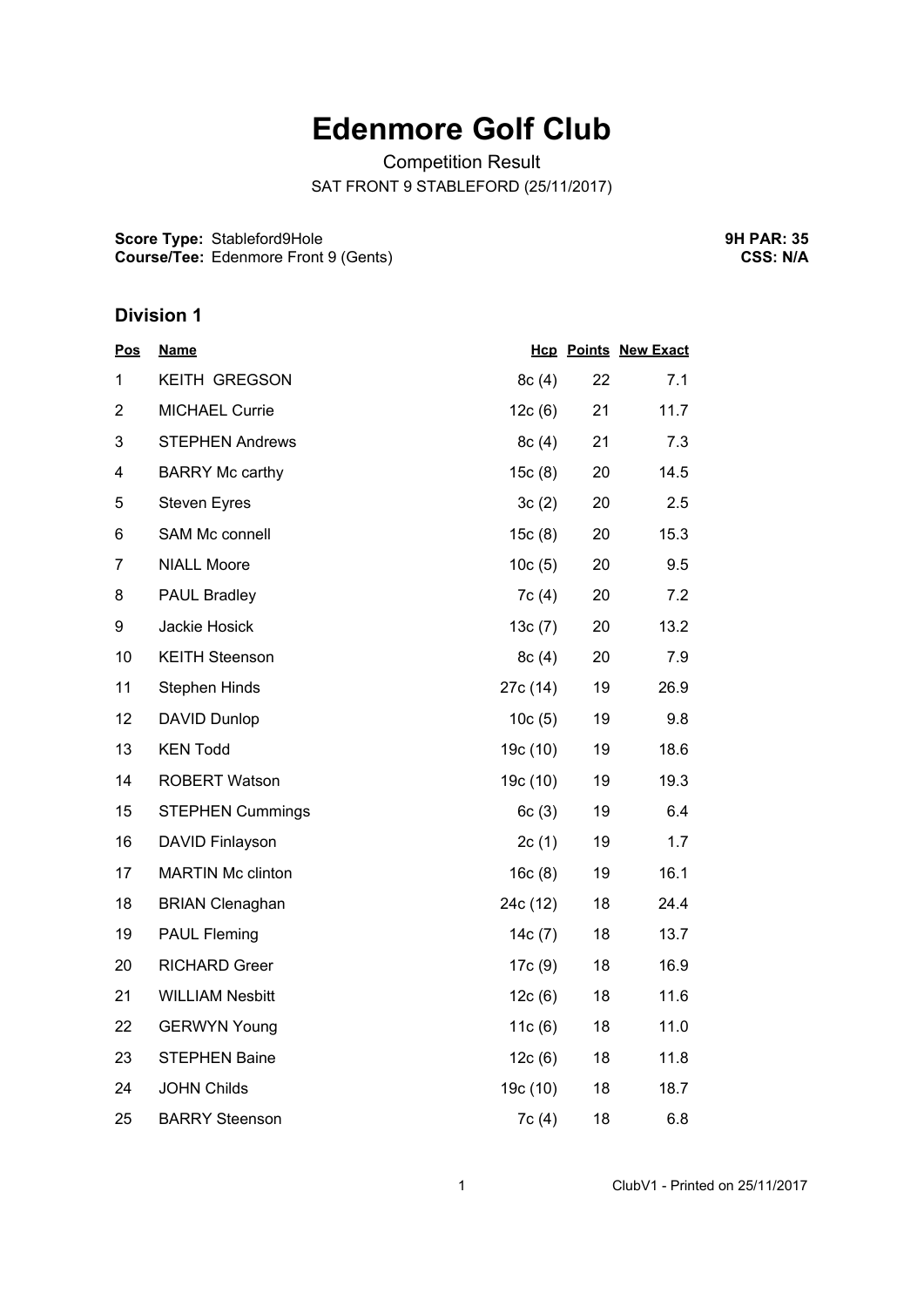# Edenmore Golf Club

Competition Result

SAT FRONT 9 STABLEFORD (25/11/2017)

**Score Type:** Stableford9Hole
**Course/Tee:** Edenmore Front 9 (Gents)

**9H PAR: 35**
**CSS: N/A**

## Division 1

| Pos | Name | Hcp | Points | New Exact |
|---|---|---|---|---|
| 1 | KEITH GREGSON | 8c (4) | 22 | 7.1 |
| 2 | MICHAEL Currie | 12c (6) | 21 | 11.7 |
| 3 | STEPHEN Andrews | 8c (4) | 21 | 7.3 |
| 4 | BARRY Mc carthy | 15c (8) | 20 | 14.5 |
| 5 | Steven Eyres | 3c (2) | 20 | 2.5 |
| 6 | SAM Mc connell | 15c (8) | 20 | 15.3 |
| 7 | NIALL Moore | 10c (5) | 20 | 9.5 |
| 8 | PAUL Bradley | 7c (4) | 20 | 7.2 |
| 9 | Jackie Hosick | 13c (7) | 20 | 13.2 |
| 10 | KEITH Steenson | 8c (4) | 20 | 7.9 |
| 11 | Stephen Hinds | 27c (14) | 19 | 26.9 |
| 12 | DAVID Dunlop | 10c (5) | 19 | 9.8 |
| 13 | KEN Todd | 19c (10) | 19 | 18.6 |
| 14 | ROBERT Watson | 19c (10) | 19 | 19.3 |
| 15 | STEPHEN Cummings | 6c (3) | 19 | 6.4 |
| 16 | DAVID Finlayson | 2c (1) | 19 | 1.7 |
| 17 | MARTIN Mc clinton | 16c (8) | 19 | 16.1 |
| 18 | BRIAN Clenaghan | 24c (12) | 18 | 24.4 |
| 19 | PAUL Fleming | 14c (7) | 18 | 13.7 |
| 20 | RICHARD Greer | 17c (9) | 18 | 16.9 |
| 21 | WILLIAM Nesbitt | 12c (6) | 18 | 11.6 |
| 22 | GERWYN Young | 11c (6) | 18 | 11.0 |
| 23 | STEPHEN Baine | 12c (6) | 18 | 11.8 |
| 24 | JOHN Childs | 19c (10) | 18 | 18.7 |
| 25 | BARRY Steenson | 7c (4) | 18 | 6.8 |

ClubV1 - Printed on 25/11/2017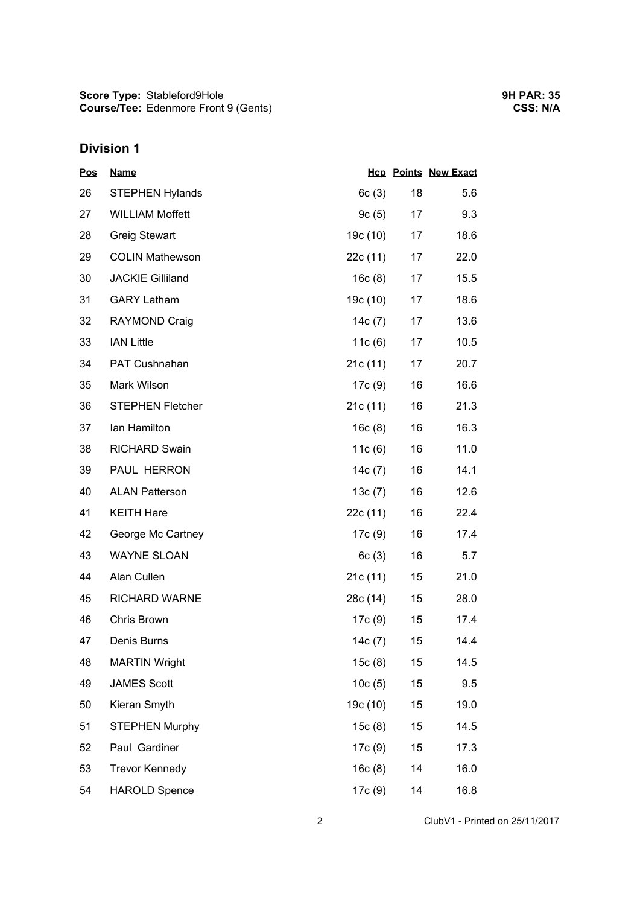**Score Type:** Stableford9Hole
**Course/Tee:** Edenmore Front 9 (Gents)

**9H PAR: 35**
**CSS: N/A**

## Division 1

| Pos | Name | Hcp | Points | New Exact |
|---|---|---|---|---|
| 26 | STEPHEN Hylands | 6c (3) | 18 | 5.6 |
| 27 | WILLIAM Moffett | 9c (5) | 17 | 9.3 |
| 28 | Greig Stewart | 19c (10) | 17 | 18.6 |
| 29 | COLIN Mathewson | 22c (11) | 17 | 22.0 |
| 30 | JACKIE Gilliland | 16c (8) | 17 | 15.5 |
| 31 | GARY Latham | 19c (10) | 17 | 18.6 |
| 32 | RAYMOND Craig | 14c (7) | 17 | 13.6 |
| 33 | IAN Little | 11c (6) | 17 | 10.5 |
| 34 | PAT Cushnahan | 21c (11) | 17 | 20.7 |
| 35 | Mark Wilson | 17c (9) | 16 | 16.6 |
| 36 | STEPHEN Fletcher | 21c (11) | 16 | 21.3 |
| 37 | Ian Hamilton | 16c (8) | 16 | 16.3 |
| 38 | RICHARD Swain | 11c (6) | 16 | 11.0 |
| 39 | PAUL HERRON | 14c (7) | 16 | 14.1 |
| 40 | ALAN Patterson | 13c (7) | 16 | 12.6 |
| 41 | KEITH Hare | 22c (11) | 16 | 22.4 |
| 42 | George Mc Cartney | 17c (9) | 16 | 17.4 |
| 43 | WAYNE SLOAN | 6c (3) | 16 | 5.7 |
| 44 | Alan Cullen | 21c (11) | 15 | 21.0 |
| 45 | RICHARD WARNE | 28c (14) | 15 | 28.0 |
| 46 | Chris Brown | 17c (9) | 15 | 17.4 |
| 47 | Denis Burns | 14c (7) | 15 | 14.4 |
| 48 | MARTIN Wright | 15c (8) | 15 | 14.5 |
| 49 | JAMES Scott | 10c (5) | 15 | 9.5 |
| 50 | Kieran Smyth | 19c (10) | 15 | 19.0 |
| 51 | STEPHEN Murphy | 15c (8) | 15 | 14.5 |
| 52 | Paul Gardiner | 17c (9) | 15 | 17.3 |
| 53 | Trevor Kennedy | 16c (8) | 14 | 16.0 |
| 54 | HAROLD Spence | 17c (9) | 14 | 16.8 |

ClubV1 - Printed on 25/11/2017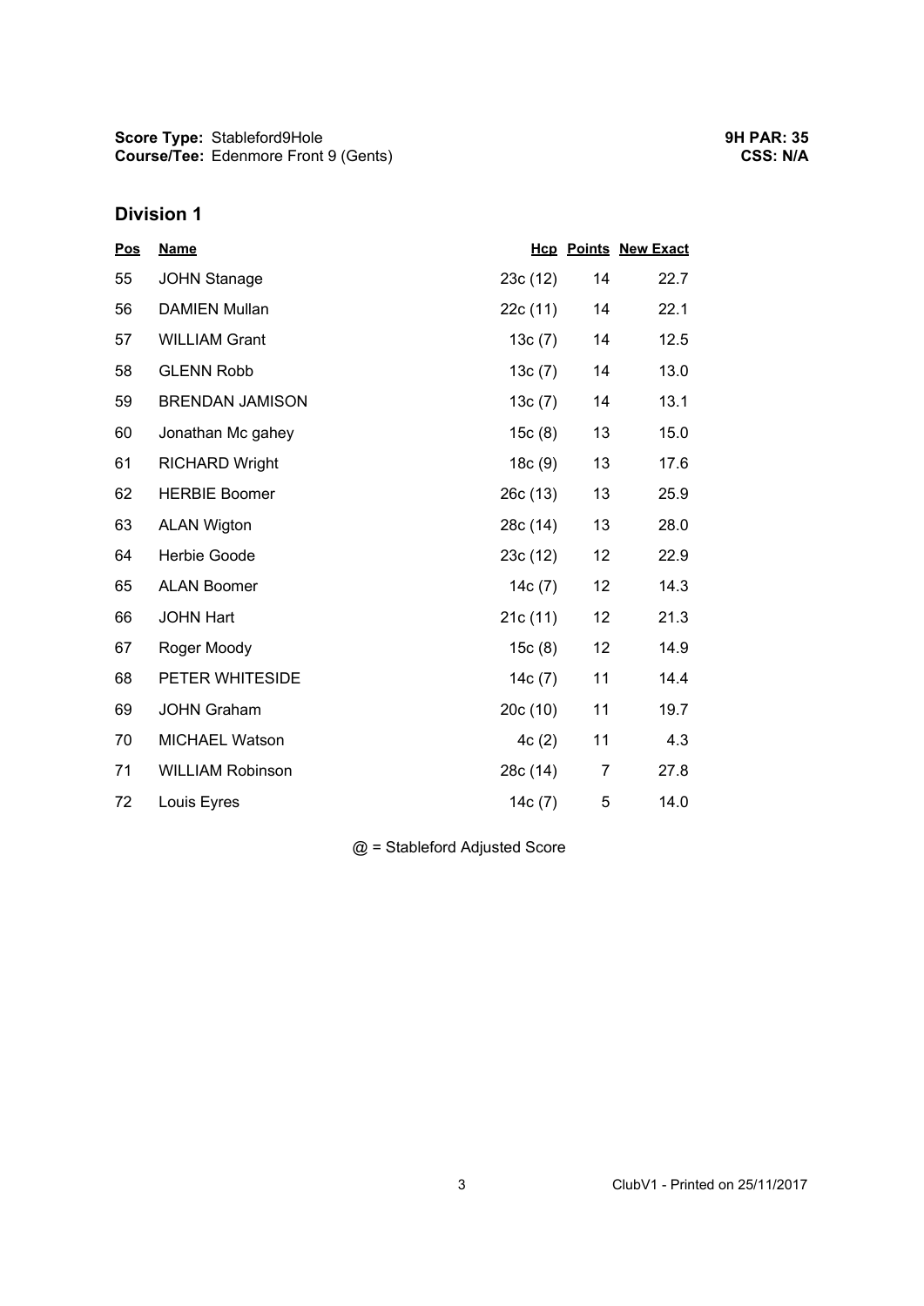**Score Type:** Stableford9Hole
**Course/Tee:** Edenmore Front 9 (Gents)

**9H PAR: 35**
**CSS: N/A**

## Division 1

| Pos | Name | Hcp | Points | New Exact |
|---|---|---|---|---|
| 55 | JOHN Stanage | 23c (12) | 14 | 22.7 |
| 56 | DAMIEN Mullan | 22c (11) | 14 | 22.1 |
| 57 | WILLIAM Grant | 13c (7) | 14 | 12.5 |
| 58 | GLENN Robb | 13c (7) | 14 | 13.0 |
| 59 | BRENDAN JAMISON | 13c (7) | 14 | 13.1 |
| 60 | Jonathan Mc gahey | 15c (8) | 13 | 15.0 |
| 61 | RICHARD Wright | 18c (9) | 13 | 17.6 |
| 62 | HERBIE Boomer | 26c (13) | 13 | 25.9 |
| 63 | ALAN Wigton | 28c (14) | 13 | 28.0 |
| 64 | Herbie Goode | 23c (12) | 12 | 22.9 |
| 65 | ALAN Boomer | 14c (7) | 12 | 14.3 |
| 66 | JOHN Hart | 21c (11) | 12 | 21.3 |
| 67 | Roger Moody | 15c (8) | 12 | 14.9 |
| 68 | PETER WHITESIDE | 14c (7) | 11 | 14.4 |
| 69 | JOHN Graham | 20c (10) | 11 | 19.7 |
| 70 | MICHAEL Watson | 4c (2) | 11 | 4.3 |
| 71 | WILLIAM Robinson | 28c (14) | 7 | 27.8 |
| 72 | Louis Eyres | 14c (7) | 5 | 14.0 |

@ = Stableford Adjusted Score

ClubV1 - Printed on 25/11/2017